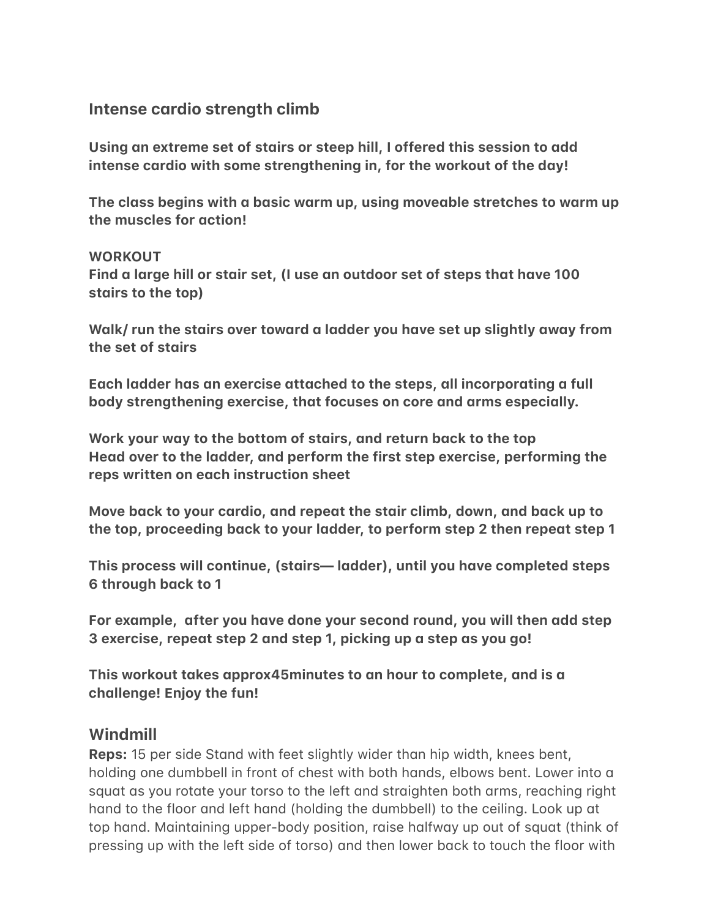## Intense cardio strength climb

**Using an extreme set of stairs or steep hill, I offered this session to add intense cardio with some strengthening in, for the workout of the day!**

**The class begins with a basic warm up, using moveable stretches to warm up the muscles for action!**

**WORKOUT**
**Find a large hill or stair set, (I use an outdoor set of steps that have 100 stairs to the top)**

**Walk/ run the stairs over toward a ladder you have set up slightly away from the set of stairs**

**Each ladder has an exercise attached to the steps, all incorporating a full body strengthening exercise, that focuses on core and arms especially.**

**Work your way to the bottom of stairs, and return back to the top**
**Head over to the ladder, and perform the first step exercise, performing the reps written on each instruction sheet**

**Move back to your cardio, and repeat the stair climb, down, and back up to the top, proceeding back to your ladder, to perform step 2 then repeat step 1**

**This process will continue, (stairs— ladder), until you have completed steps 6 through back to 1**

**For example, after you have done your second round, you will then add step 3 exercise, repeat step 2 and step 1, picking up a step as you go!**

**This workout takes approx45minutes to an hour to complete, and is a challenge! Enjoy the fun!**

### Windmill

**Reps:** 15 per side Stand with feet slightly wider than hip width, knees bent, holding one dumbbell in front of chest with both hands, elbows bent. Lower into a squat as you rotate your torso to the left and straighten both arms, reaching right hand to the floor and left hand (holding the dumbbell) to the ceiling. Look up at top hand. Maintaining upper-body position, raise halfway up out of squat (think of pressing up with the left side of torso) and then lower back to touch the floor with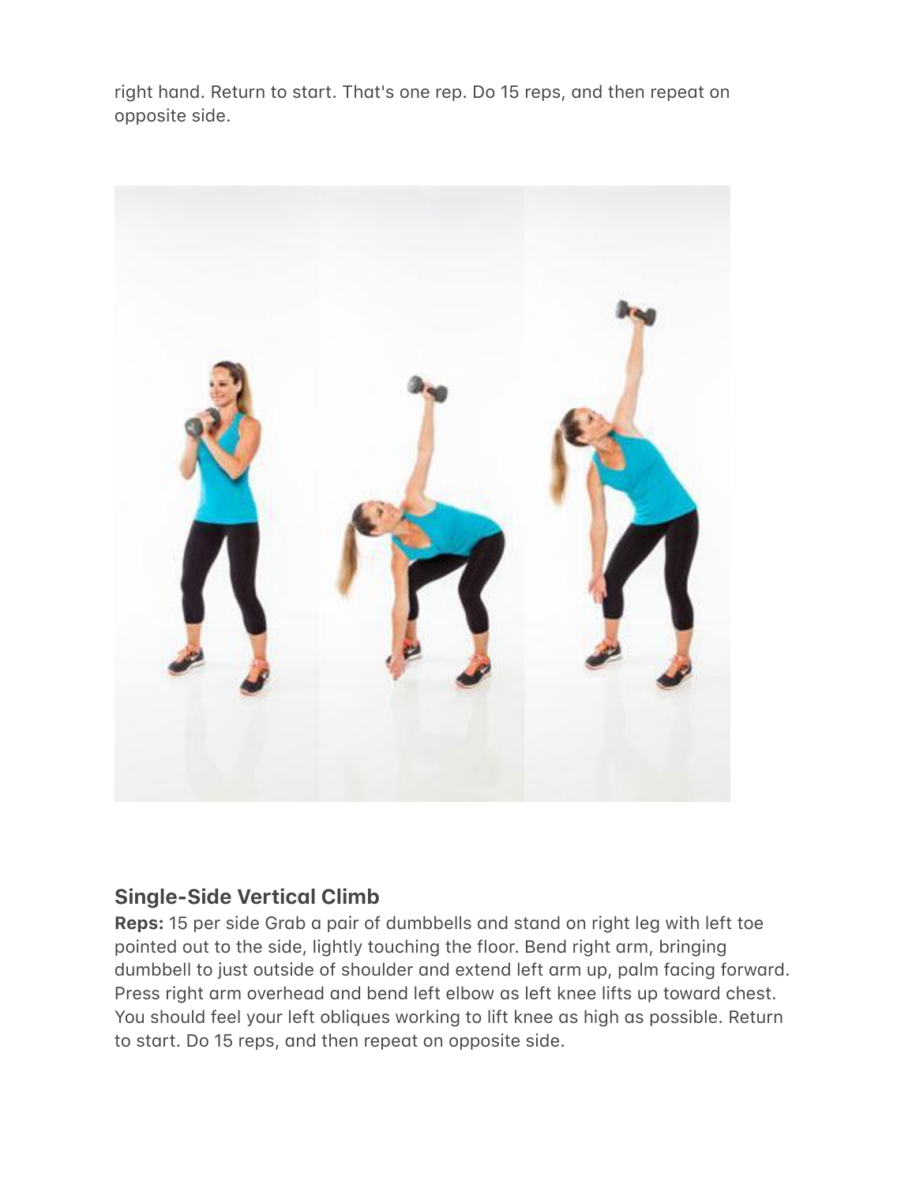right hand. Return to start. That's one rep. Do 15 reps, and then repeat on opposite side.

### Single-Side Vertical Climb

**Reps:** 15 per side Grab a pair of dumbbells and stand on right leg with left toe pointed out to the side, lightly touching the floor. Bend right arm, bringing dumbbell to just outside of shoulder and extend left arm up, palm facing forward. Press right arm overhead and bend left elbow as left knee lifts up toward chest. You should feel your left obliques working to lift knee as high as possible. Return to start. Do 15 reps, and then repeat on opposite side.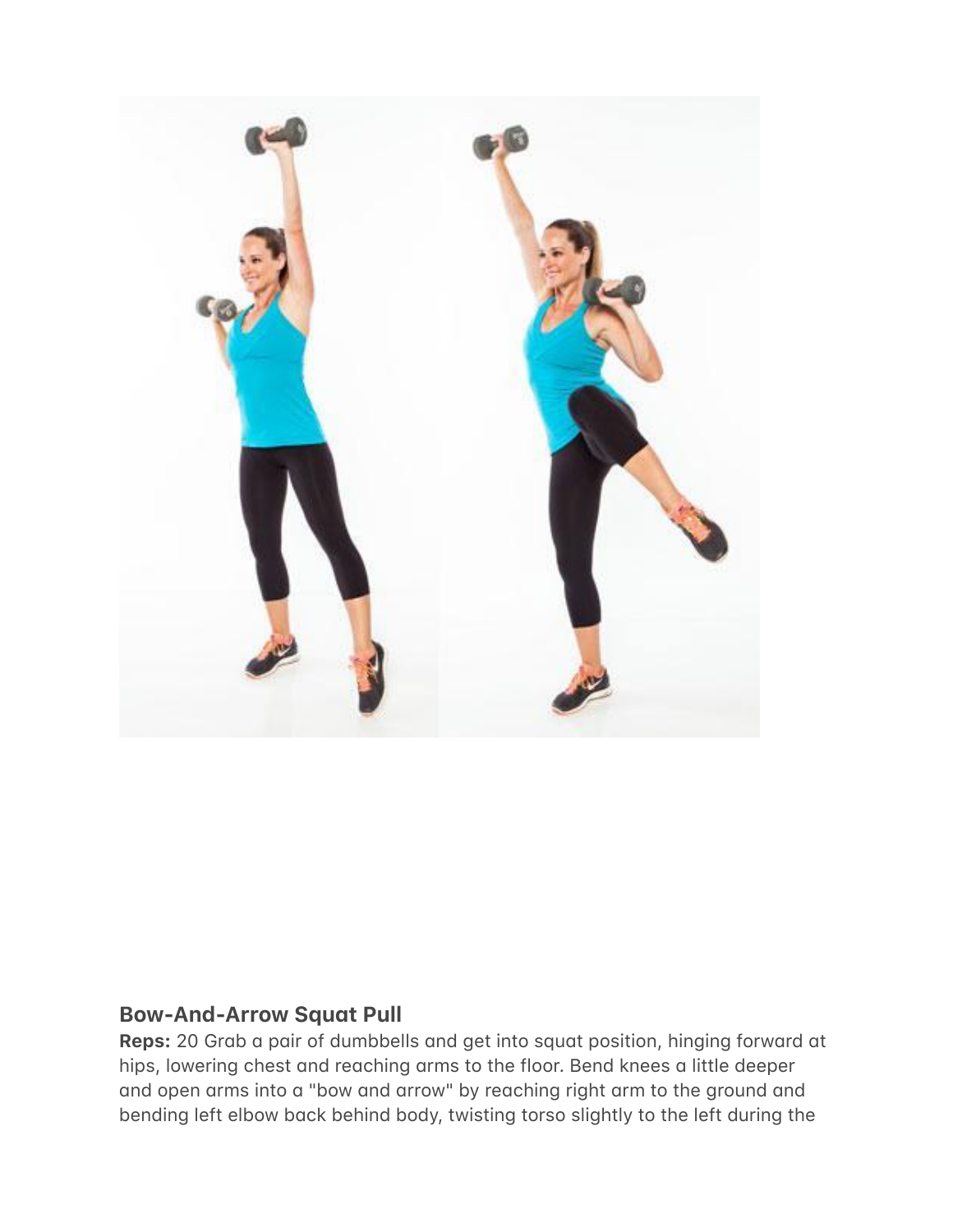## Bow-And-Arrow Squat Pull

**Reps:** 20 Grab a pair of dumbbells and get into squat position, hinging forward at hips, lowering chest and reaching arms to the floor. Bend knees a little deeper and open arms into a "bow and arrow" by reaching right arm to the ground and bending left elbow back behind body, twisting torso slightly to the left during the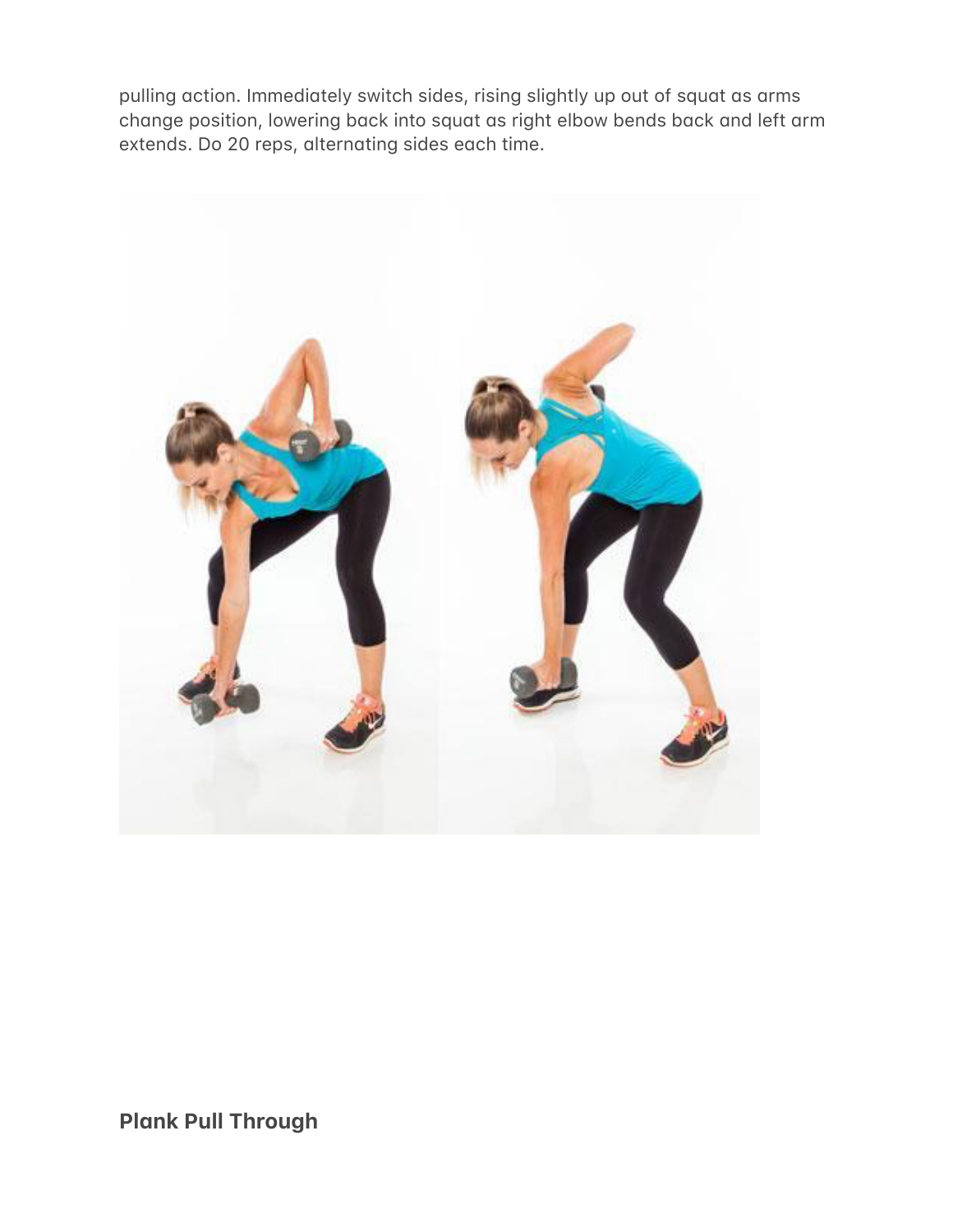pulling action. Immediately switch sides, rising slightly up out of squat as arms change position, lowering back into squat as right elbow bends back and left arm extends. Do 20 reps, alternating sides each time.

## Plank Pull Through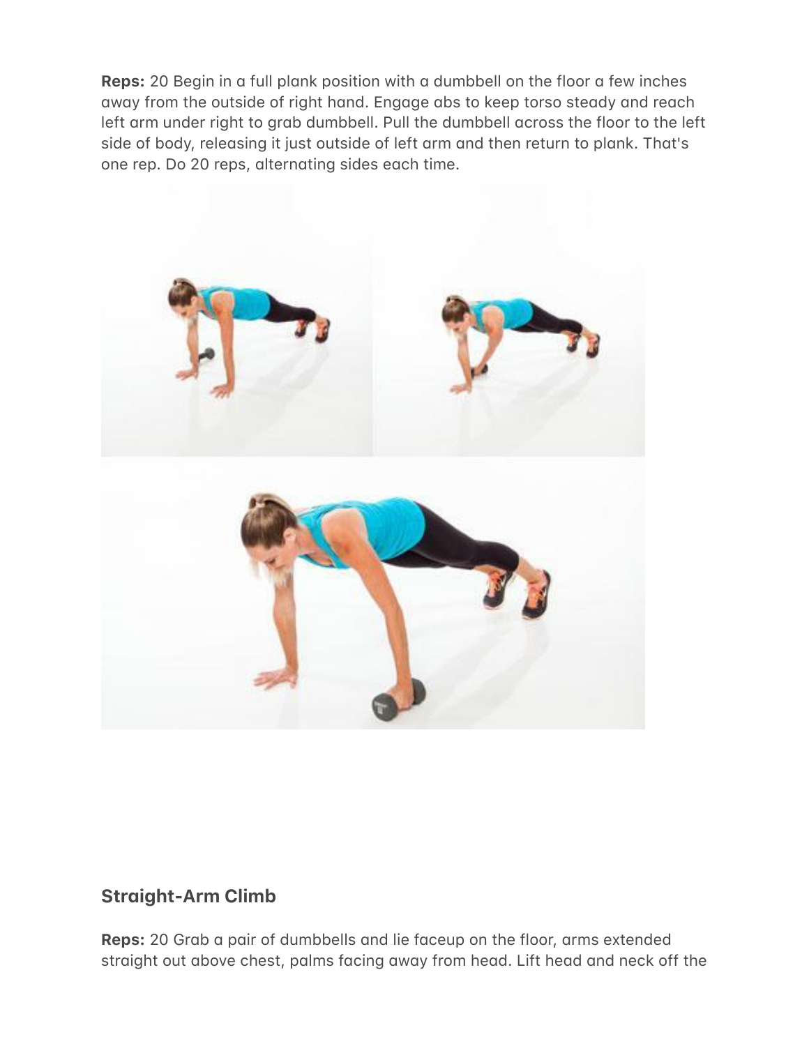**Reps:** 20 Begin in a full plank position with a dumbbell on the floor a few inches away from the outside of right hand. Engage abs to keep torso steady and reach left arm under right to grab dumbbell. Pull the dumbbell across the floor to the left side of body, releasing it just outside of left arm and then return to plank. That's one rep. Do 20 reps, alternating sides each time.

## Straight-Arm Climb

**Reps:** 20 Grab a pair of dumbbells and lie faceup on the floor, arms extended straight out above chest, palms facing away from head. Lift head and neck off the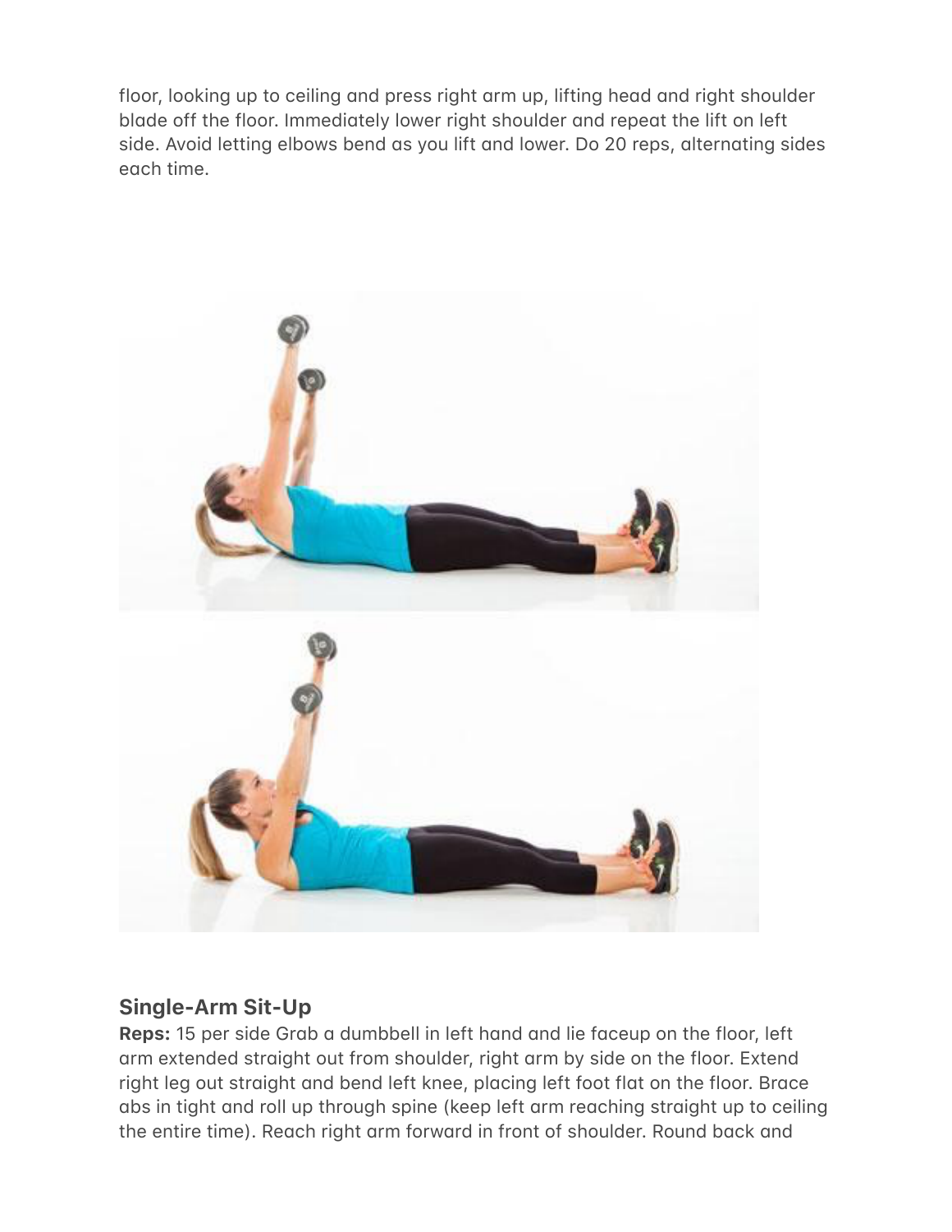floor, looking up to ceiling and press right arm up, lifting head and right shoulder blade off the floor. Immediately lower right shoulder and repeat the lift on left side. Avoid letting elbows bend as you lift and lower. Do 20 reps, alternating sides each time.

## Single-Arm Sit-Up

**Reps:** 15 per side Grab a dumbbell in left hand and lie faceup on the floor, left arm extended straight out from shoulder, right arm by side on the floor. Extend right leg out straight and bend left knee, placing left foot flat on the floor. Brace abs in tight and roll up through spine (keep left arm reaching straight up to ceiling the entire time). Reach right arm forward in front of shoulder. Round back and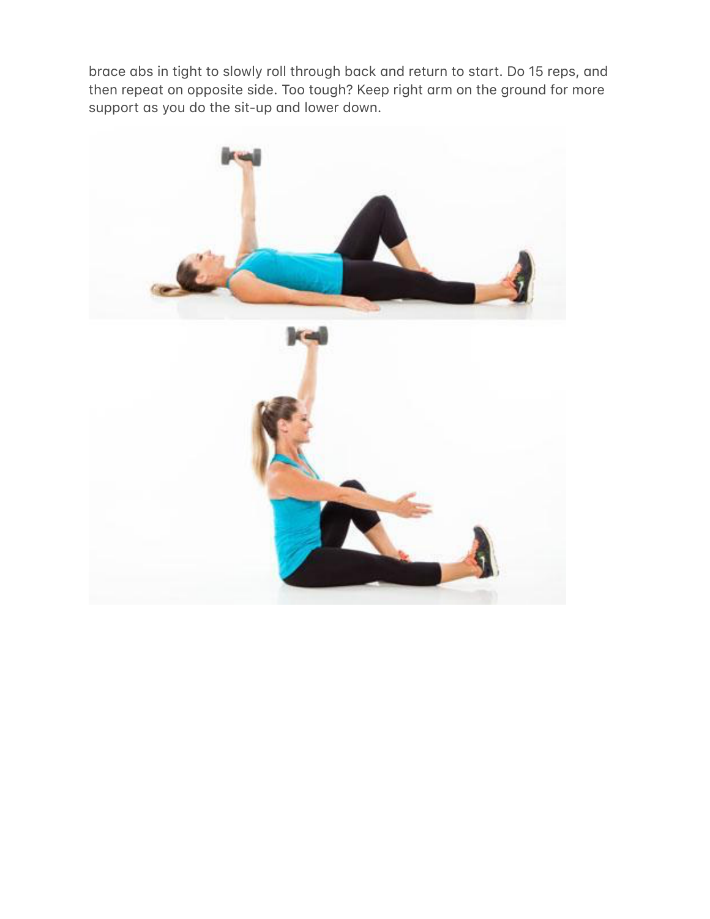brace abs in tight to slowly roll through back and return to start. Do 15 reps, and then repeat on opposite side. Too tough? Keep right arm on the ground for more support as you do the sit-up and lower down.